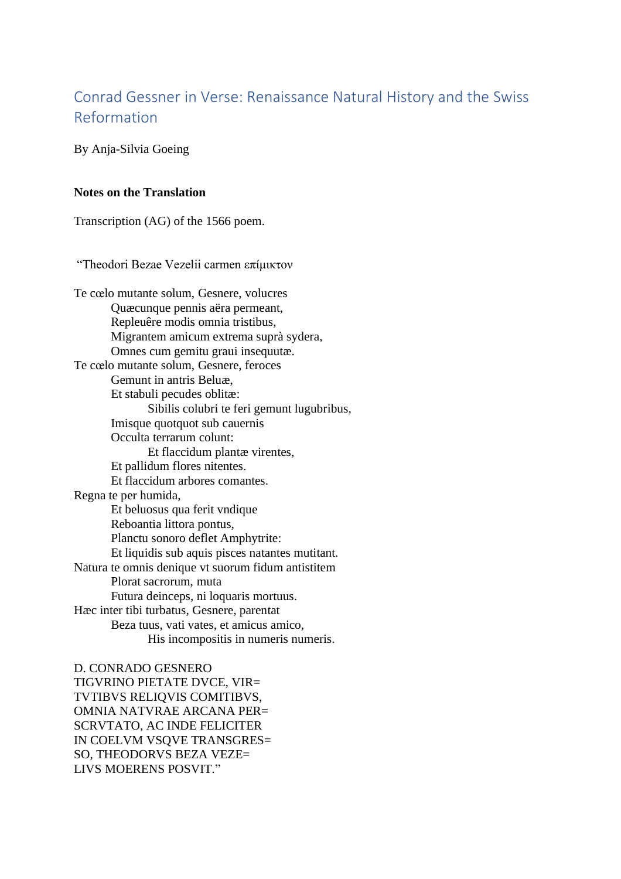# Conrad Gessner in Verse: Renaissance Natural History and the Swiss Reformation

By Anja-Silvia Goeing

**Notes on the Translation**

Transcription (AG) of the 1566 poem.

"Theodori Bezae Vezelii carmen επίμικτον

Te cœlo mutante solum, Gesnere, volucres
    Quæcunque pennis aëra permeant,
    Repleuêre modis omnia tristibus,
    Migrantem amicum extrema suprà sydera,
    Omnes cum gemitu graui insequutæ.
Te cœlo mutante solum, Gesnere, feroces
    Gemunt in antris Beluæ,
    Et stabuli pecudes oblitæ:
        Sibilis colubri te feri gemunt lugubribus,
    Imisque quotquot sub cauernis
    Occulta terrarum colunt:
        Et flaccidum plantæ virentes,
    Et pallidum flores nitentes.
    Et flaccidum arbores comantes.
Regna te per humida,
    Et beluosus qua ferit vndique
    Reboantia littora pontus,
    Planctu sonoro deflet Amphytrite:
    Et liquidis sub aquis pisces natantes mutitant.
Natura te omnis denique vt suorum fidum antistitem
    Plorat sacrorum, muta
    Futura deinceps, ni loquaris mortuus.
Hæc inter tibi turbatus, Gesnere, parentat
    Beza tuus, vati vates, et amicus amico,
        His incompositis in numeris numeris.

D. CONRADO GESNERO
TIGVRINO PIETATE DVCE, VIR=
TVTIBVS RELIQVIS COMITIBVS,
OMNIA NATVRAE ARCANA PER=
SCRVTATO, AC INDE FELICITER
IN COELVM VSQVE TRANSGRES=
SO, THEODORVS BEZA VEZE=
LIVS MOERENS POSVIT."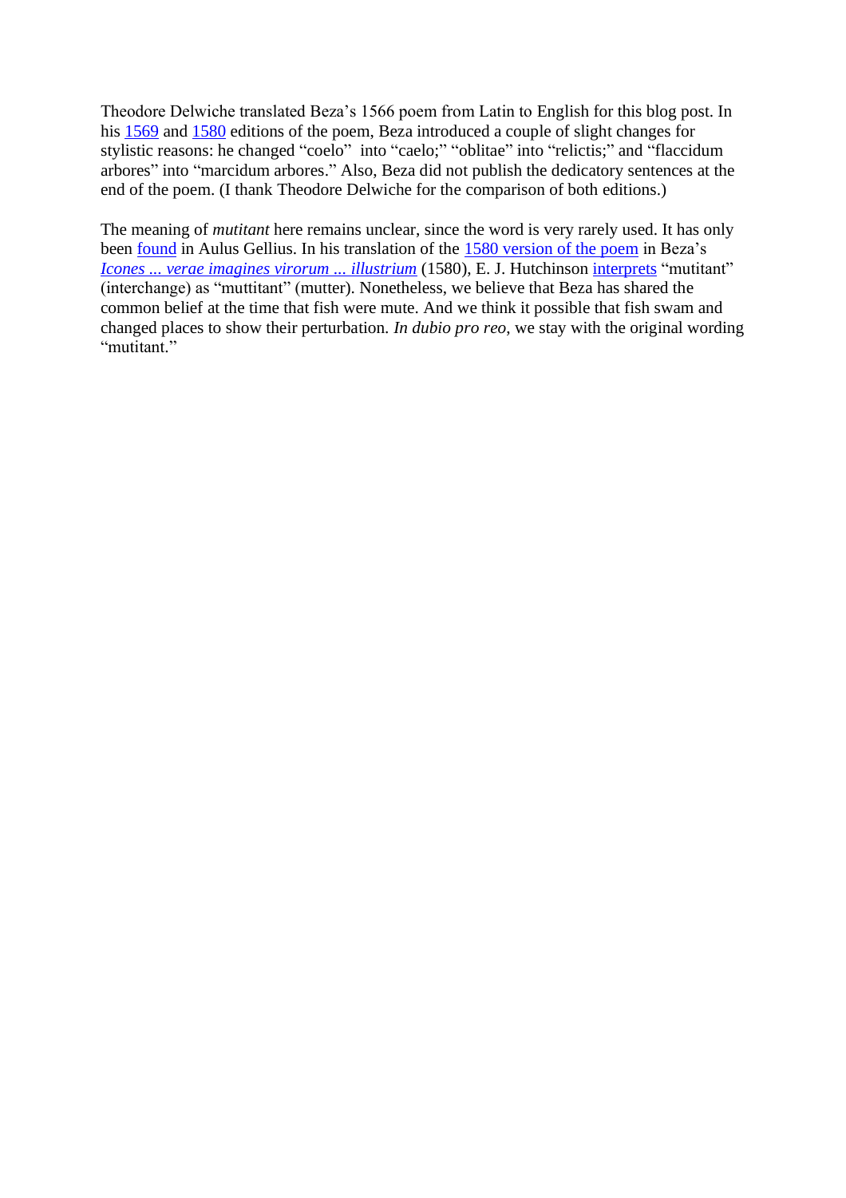Theodore Delwiche translated Beza's 1566 poem from Latin to English for this blog post. In his 1569 and 1580 editions of the poem, Beza introduced a couple of slight changes for stylistic reasons: he changed "coelo" into "caelo;" "oblitae" into "relictis;" and "flaccidum arbores" into "marcidum arbores." Also, Beza did not publish the dedicatory sentences at the end of the poem. (I thank Theodore Delwiche for the comparison of both editions.)

The meaning of *mutitant* here remains unclear, since the word is very rarely used. It has only been found in Aulus Gellius. In his translation of the 1580 version of the poem in Beza's *Icones ... verae imagines virorum ... illustrium* (1580), E. J. Hutchinson interprets "mutitant" (interchange) as "muttitant" (mutter). Nonetheless, we believe that Beza has shared the common belief at the time that fish were mute. And we think it possible that fish swam and changed places to show their perturbation. *In dubio pro reo*, we stay with the original wording "mutitant."